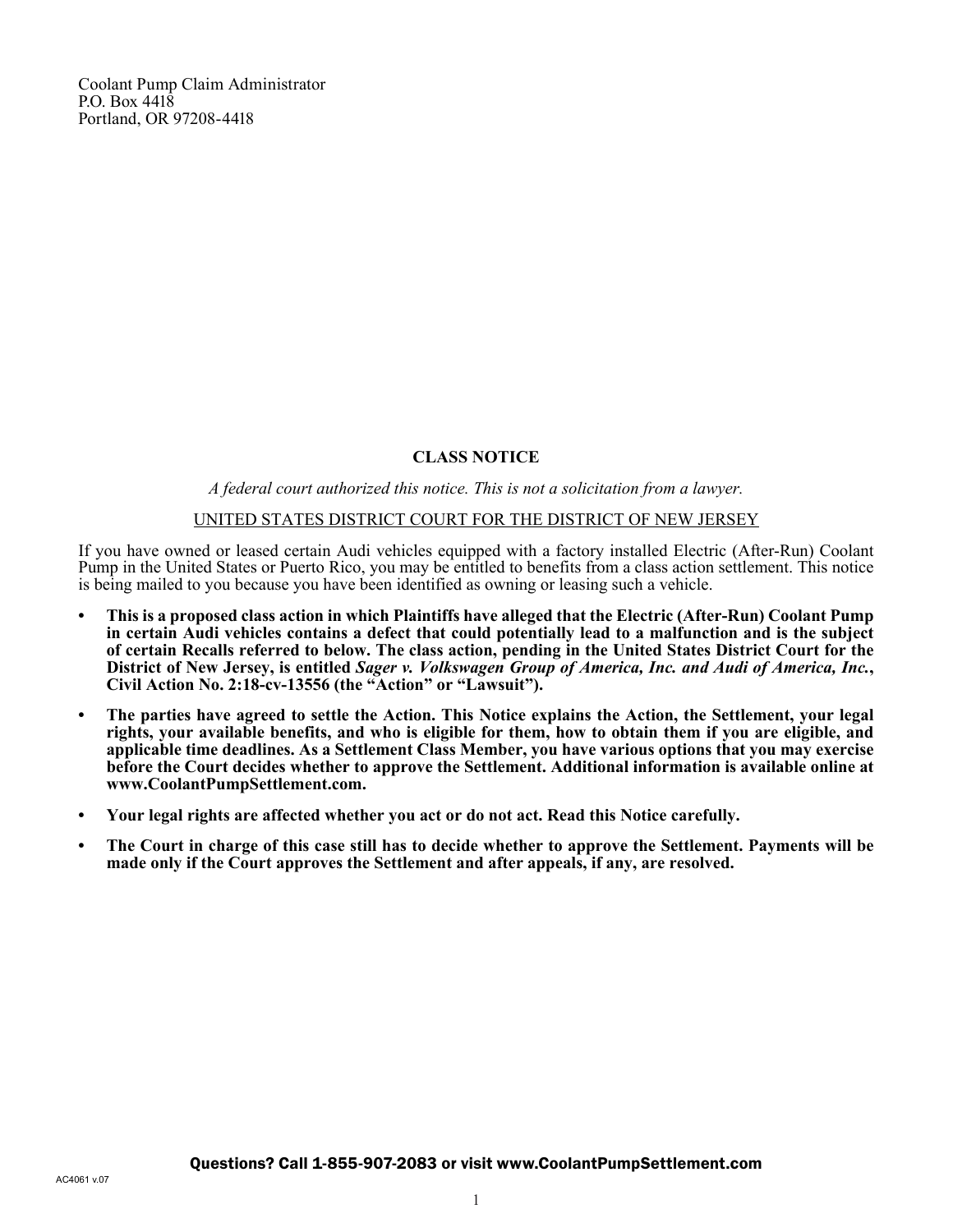Coolant Pump Claim Administrator
P.O. Box 4418
Portland, OR 97208-4418

# CLASS NOTICE

*A federal court authorized this notice. This is not a solicitation from a lawyer.*

UNITED STATES DISTRICT COURT FOR THE DISTRICT OF NEW JERSEY

If you have owned or leased certain Audi vehicles equipped with a factory installed Electric (After-Run) Coolant Pump in the United States or Puerto Rico, you may be entitled to benefits from a class action settlement. This notice is being mailed to you because you have been identified as owning or leasing such a vehicle.

- **This is a proposed class action in which Plaintiffs have alleged that the Electric (After-Run) Coolant Pump in certain Audi vehicles contains a defect that could potentially lead to a malfunction and is the subject of certain Recalls referred to below. The class action, pending in the United States District Court for the District of New Jersey, is entitled *Sager v. Volkswagen Group of America, Inc. and Audi of America, Inc.*, Civil Action No. 2:18-cv-13556 (the "Action" or "Lawsuit").**
- **The parties have agreed to settle the Action. This Notice explains the Action, the Settlement, your legal rights, your available benefits, and who is eligible for them, how to obtain them if you are eligible, and applicable time deadlines. As a Settlement Class Member, you have various options that you may exercise before the Court decides whether to approve the Settlement. Additional information is available online at www.CoolantPumpSettlement.com.**
- **Your legal rights are affected whether you act or do not act. Read this Notice carefully.**
- **The Court in charge of this case still has to decide whether to approve the Settlement. Payments will be made only if the Court approves the Settlement and after appeals, if any, are resolved.**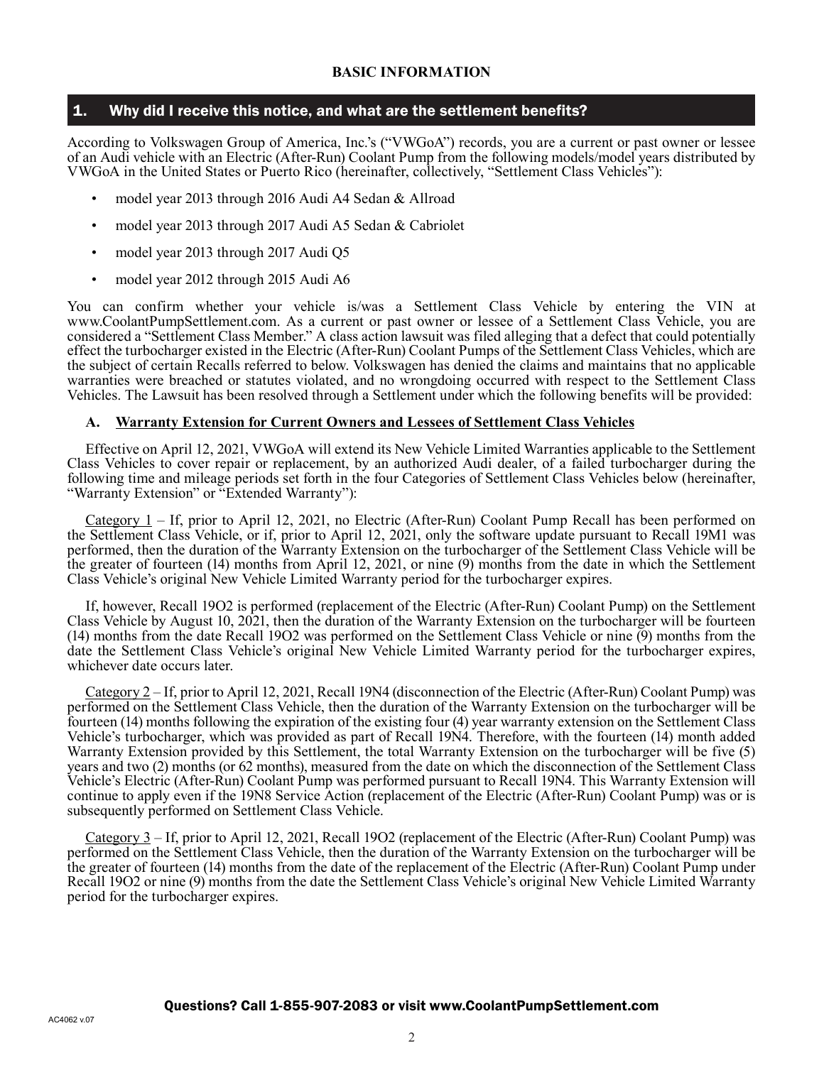## BASIC INFORMATION

### 1. Why did I receive this notice, and what are the settlement benefits?

According to Volkswagen Group of America, Inc.'s ("VWGoA") records, you are a current or past owner or lessee of an Audi vehicle with an Electric (After-Run) Coolant Pump from the following models/model years distributed by VWGoA in the United States or Puerto Rico (hereinafter, collectively, "Settlement Class Vehicles"):

- model year 2013 through 2016 Audi A4 Sedan & Allroad
- model year 2013 through 2017 Audi A5 Sedan & Cabriolet
- model year 2013 through 2017 Audi Q5
- model year 2012 through 2015 Audi A6

You can confirm whether your vehicle is/was a Settlement Class Vehicle by entering the VIN at www.CoolantPumpSettlement.com. As a current or past owner or lessee of a Settlement Class Vehicle, you are considered a "Settlement Class Member." A class action lawsuit was filed alleging that a defect that could potentially effect the turbocharger existed in the Electric (After-Run) Coolant Pumps of the Settlement Class Vehicles, which are the subject of certain Recalls referred to below. Volkswagen has denied the claims and maintains that no applicable warranties were breached or statutes violated, and no wrongdoing occurred with respect to the Settlement Class Vehicles. The Lawsuit has been resolved through a Settlement under which the following benefits will be provided:

#### A. Warranty Extension for Current Owners and Lessees of Settlement Class Vehicles

Effective on April 12, 2021, VWGoA will extend its New Vehicle Limited Warranties applicable to the Settlement Class Vehicles to cover repair or replacement, by an authorized Audi dealer, of a failed turbocharger during the following time and mileage periods set forth in the four Categories of Settlement Class Vehicles below (hereinafter, "Warranty Extension" or "Extended Warranty"):

Category 1 – If, prior to April 12, 2021, no Electric (After-Run) Coolant Pump Recall has been performed on the Settlement Class Vehicle, or if, prior to April 12, 2021, only the software update pursuant to Recall 19M1 was performed, then the duration of the Warranty Extension on the turbocharger of the Settlement Class Vehicle will be the greater of fourteen (14) months from April 12, 2021, or nine (9) months from the date in which the Settlement Class Vehicle's original New Vehicle Limited Warranty period for the turbocharger expires.

If, however, Recall 19O2 is performed (replacement of the Electric (After-Run) Coolant Pump) on the Settlement Class Vehicle by August 10, 2021, then the duration of the Warranty Extension on the turbocharger will be fourteen (14) months from the date Recall 19O2 was performed on the Settlement Class Vehicle or nine (9) months from the date the Settlement Class Vehicle's original New Vehicle Limited Warranty period for the turbocharger expires, whichever date occurs later.

Category 2 – If, prior to April 12, 2021, Recall 19N4 (disconnection of the Electric (After-Run) Coolant Pump) was performed on the Settlement Class Vehicle, then the duration of the Warranty Extension on the turbocharger will be fourteen (14) months following the expiration of the existing four (4) year warranty extension on the Settlement Class Vehicle's turbocharger, which was provided as part of Recall 19N4. Therefore, with the fourteen (14) month added Warranty Extension provided by this Settlement, the total Warranty Extension on the turbocharger will be five (5) years and two (2) months (or 62 months), measured from the date on which the disconnection of the Settlement Class Vehicle's Electric (After-Run) Coolant Pump was performed pursuant to Recall 19N4. This Warranty Extension will continue to apply even if the 19N8 Service Action (replacement of the Electric (After-Run) Coolant Pump) was or is subsequently performed on Settlement Class Vehicle.

Category 3 – If, prior to April 12, 2021, Recall 19O2 (replacement of the Electric (After-Run) Coolant Pump) was performed on the Settlement Class Vehicle, then the duration of the Warranty Extension on the turbocharger will be the greater of fourteen (14) months from the date of the replacement of the Electric (After-Run) Coolant Pump under Recall 19O2 or nine (9) months from the date the Settlement Class Vehicle's original New Vehicle Limited Warranty period for the turbocharger expires.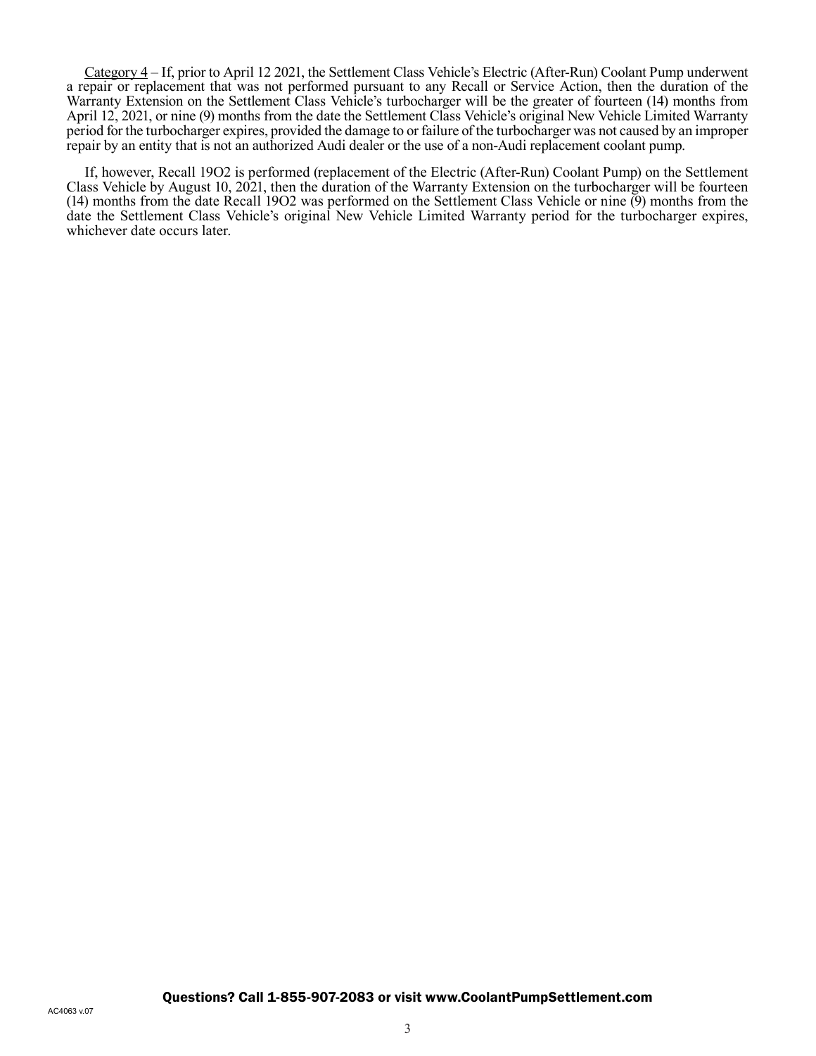Category 4 – If, prior to April 12 2021, the Settlement Class Vehicle's Electric (After-Run) Coolant Pump underwent a repair or replacement that was not performed pursuant to any Recall or Service Action, then the duration of the Warranty Extension on the Settlement Class Vehicle's turbocharger will be the greater of fourteen (14) months from April 12, 2021, or nine (9) months from the date the Settlement Class Vehicle's original New Vehicle Limited Warranty period for the turbocharger expires, provided the damage to or failure of the turbocharger was not caused by an improper repair by an entity that is not an authorized Audi dealer or the use of a non-Audi replacement coolant pump.

If, however, Recall 19O2 is performed (replacement of the Electric (After-Run) Coolant Pump) on the Settlement Class Vehicle by August 10, 2021, then the duration of the Warranty Extension on the turbocharger will be fourteen (14) months from the date Recall 19O2 was performed on the Settlement Class Vehicle or nine (9) months from the date the Settlement Class Vehicle's original New Vehicle Limited Warranty period for the turbocharger expires, whichever date occurs later.

**Questions? Call 1-855-907-2083 or visit www.CoolantPumpSettlement.com**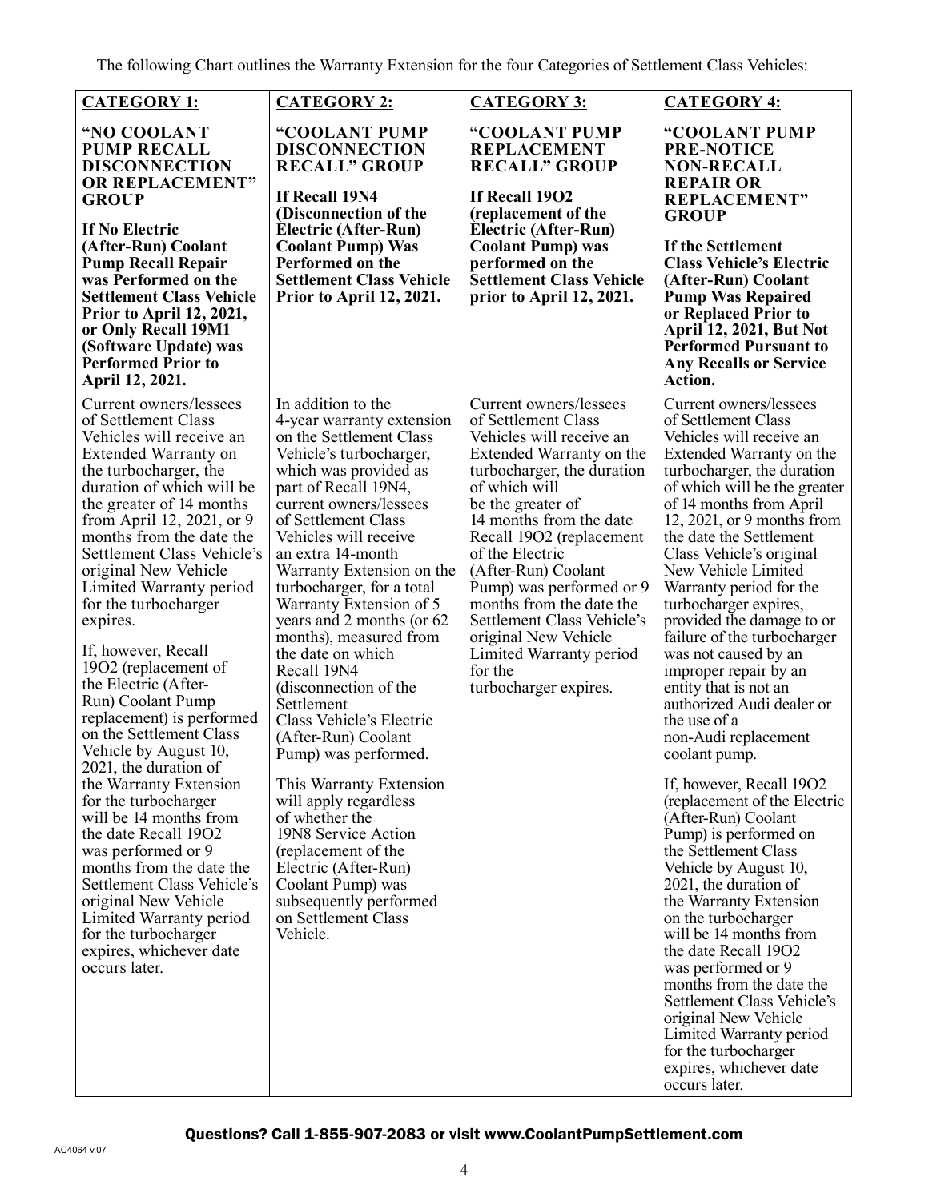The following Chart outlines the Warranty Extension for the four Categories of Settlement Class Vehicles:

| **CATEGORY 1:** **"NO COOLANT PUMP RECALL DISCONNECTION OR REPLACEMENT" GROUP** **If No Electric (After-Run) Coolant Pump Recall Repair was Performed on the Settlement Class Vehicle Prior to April 12, 2021, or Only Recall 19M1 (Software Update) was Performed Prior to April 12, 2021.** | **CATEGORY 2:** **"COOLANT PUMP DISCONNECTION RECALL" GROUP** **If Recall 19N4 (Disconnection of the Electric (After-Run) Coolant Pump) Was Performed on the Settlement Class Vehicle Prior to April 12, 2021.** | **CATEGORY 3:** **"COOLANT PUMP REPLACEMENT RECALL" GROUP** **If Recall 19O2 (replacement of the Electric (After-Run) Coolant Pump) was performed on the Settlement Class Vehicle prior to April 12, 2021.** | **CATEGORY 4:** **"COOLANT PUMP PRE-NOTICE NON-RECALL REPAIR OR REPLACEMENT" GROUP** **If the Settlement Class Vehicle's Electric (After-Run) Coolant Pump Was Repaired or Replaced Prior to April 12, 2021, But Not Performed Pursuant to Any Recalls or Service Action.** |
|---|---|---|---|
| Current owners/lessees of Settlement Class Vehicles will receive an Extended Warranty on the turbocharger, the duration of which will be the greater of 14 months from April 12, 2021, or 9 months from the date the Settlement Class Vehicle's original New Vehicle Limited Warranty period for the turbocharger expires.<br><br>If, however, Recall 19O2 (replacement of the Electric (After-Run) Coolant Pump replacement) is performed on the Settlement Class Vehicle by August 10, 2021, the duration of the Warranty Extension for the turbocharger will be 14 months from the date Recall 19O2 was performed or 9 months from the date the Settlement Class Vehicle's original New Vehicle Limited Warranty period for the turbocharger expires, whichever date occurs later. | In addition to the 4-year warranty extension on the Settlement Class Vehicle's turbocharger, which was provided as part of Recall 19N4, current owners/lessees of Settlement Class Vehicles will receive an extra 14-month Warranty Extension on the turbocharger, for a total Warranty Extension of 5 years and 2 months (or 62 months), measured from the date on which Recall 19N4 (disconnection of the Settlement Class Vehicle's Electric (After-Run) Coolant Pump) was performed.<br><br>This Warranty Extension will apply regardless of whether the 19N8 Service Action (replacement of the Electric (After-Run) Coolant Pump) was subsequently performed on Settlement Class Vehicle. | Current owners/lessees of Settlement Class Vehicles will receive an Extended Warranty on the turbocharger, the duration of which will be the greater of 14 months from the date Recall 19O2 (replacement of the Electric (After-Run) Coolant Pump) was performed or 9 months from the date the Settlement Class Vehicle's original New Vehicle Limited Warranty period for the turbocharger expires. | Current owners/lessees of Settlement Class Vehicles will receive an Extended Warranty on the turbocharger, the duration of which will be the greater of 14 months from April 12, 2021, or 9 months from the date the Settlement Class Vehicle's original New Vehicle Limited Warranty period for the turbocharger expires, provided the damage to or failure of the turbocharger was not caused by an improper repair by an entity that is not an authorized Audi dealer or the use of a non-Audi replacement coolant pump.<br><br>If, however, Recall 19O2 (replacement of the Electric (After-Run) Coolant Pump) is performed on the Settlement Class Vehicle by August 10, 2021, the duration of the Warranty Extension on the turbocharger will be 14 months from the date Recall 19O2 was performed or 9 months from the date the Settlement Class Vehicle's original New Vehicle Limited Warranty period for the turbocharger expires, whichever date occurs later. |

**Questions? Call 1-855-907-2083 or visit www.CoolantPumpSettlement.com**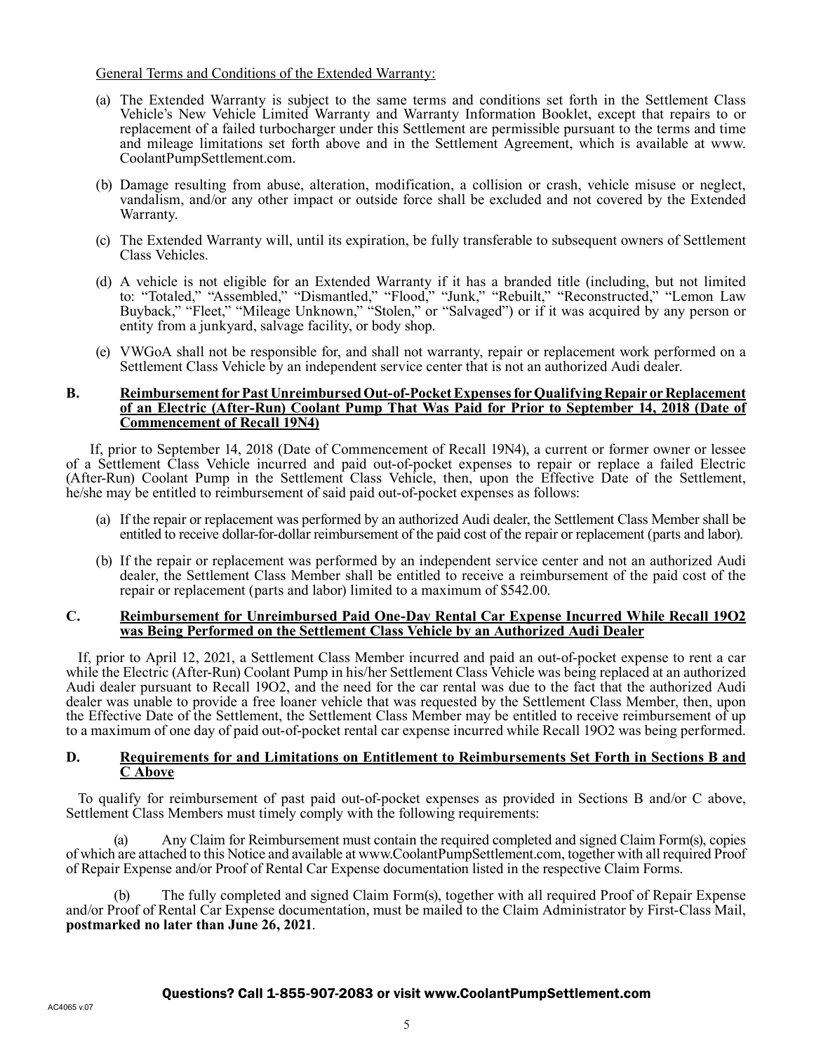General Terms and Conditions of the Extended Warranty:

(a) The Extended Warranty is subject to the same terms and conditions set forth in the Settlement Class Vehicle's New Vehicle Limited Warranty and Warranty Information Booklet, except that repairs to or replacement of a failed turbocharger under this Settlement are permissible pursuant to the terms and time and mileage limitations set forth above and in the Settlement Agreement, which is available at www.CoolantPumpSettlement.com.

(b) Damage resulting from abuse, alteration, modification, a collision or crash, vehicle misuse or neglect, vandalism, and/or any other impact or outside force shall be excluded and not covered by the Extended Warranty.

(c) The Extended Warranty will, until its expiration, be fully transferable to subsequent owners of Settlement Class Vehicles.

(d) A vehicle is not eligible for an Extended Warranty if it has a branded title (including, but not limited to: "Totaled," "Assembled," "Dismantled," "Flood," "Junk," "Rebuilt," "Reconstructed," "Lemon Law Buyback," "Fleet," "Mileage Unknown," "Stolen," or "Salvaged") or if it was acquired by any person or entity from a junkyard, salvage facility, or body shop.

(e) VWGoA shall not be responsible for, and shall not warranty, repair or replacement work performed on a Settlement Class Vehicle by an independent service center that is not an authorized Audi dealer.

## B. Reimbursement for Past Unreimbursed Out-of-Pocket Expenses for Qualifying Repair or Replacement of an Electric (After-Run) Coolant Pump That Was Paid for Prior to September 14, 2018 (Date of Commencement of Recall 19N4)

If, prior to September 14, 2018 (Date of Commencement of Recall 19N4), a current or former owner or lessee of a Settlement Class Vehicle incurred and paid out-of-pocket expenses to repair or replace a failed Electric (After-Run) Coolant Pump in the Settlement Class Vehicle, then, upon the Effective Date of the Settlement, he/she may be entitled to reimbursement of said paid out-of-pocket expenses as follows:

(a) If the repair or replacement was performed by an authorized Audi dealer, the Settlement Class Member shall be entitled to receive dollar-for-dollar reimbursement of the paid cost of the repair or replacement (parts and labor).

(b) If the repair or replacement was performed by an independent service center and not an authorized Audi dealer, the Settlement Class Member shall be entitled to receive a reimbursement of the paid cost of the repair or replacement (parts and labor) limited to a maximum of $542.00.

## C. Reimbursement for Unreimbursed Paid One-Day Rental Car Expense Incurred While Recall 19O2 was Being Performed on the Settlement Class Vehicle by an Authorized Audi Dealer

If, prior to April 12, 2021, a Settlement Class Member incurred and paid an out-of-pocket expense to rent a car while the Electric (After-Run) Coolant Pump in his/her Settlement Class Vehicle was being replaced at an authorized Audi dealer pursuant to Recall 19O2, and the need for the car rental was due to the fact that the authorized Audi dealer was unable to provide a free loaner vehicle that was requested by the Settlement Class Member, then, upon the Effective Date of the Settlement, the Settlement Class Member may be entitled to receive reimbursement of up to a maximum of one day of paid out-of-pocket rental car expense incurred while Recall 19O2 was being performed.

## D. Requirements for and Limitations on Entitlement to Reimbursements Set Forth in Sections B and C Above

To qualify for reimbursement of past paid out-of-pocket expenses as provided in Sections B and/or C above, Settlement Class Members must timely comply with the following requirements:

(a) Any Claim for Reimbursement must contain the required completed and signed Claim Form(s), copies of which are attached to this Notice and available at www.CoolantPumpSettlement.com, together with all required Proof of Repair Expense and/or Proof of Rental Car Expense documentation listed in the respective Claim Forms.

(b) The fully completed and signed Claim Form(s), together with all required Proof of Repair Expense and/or Proof of Rental Car Expense documentation, must be mailed to the Claim Administrator by First-Class Mail, **postmarked no later than June 26, 2021**.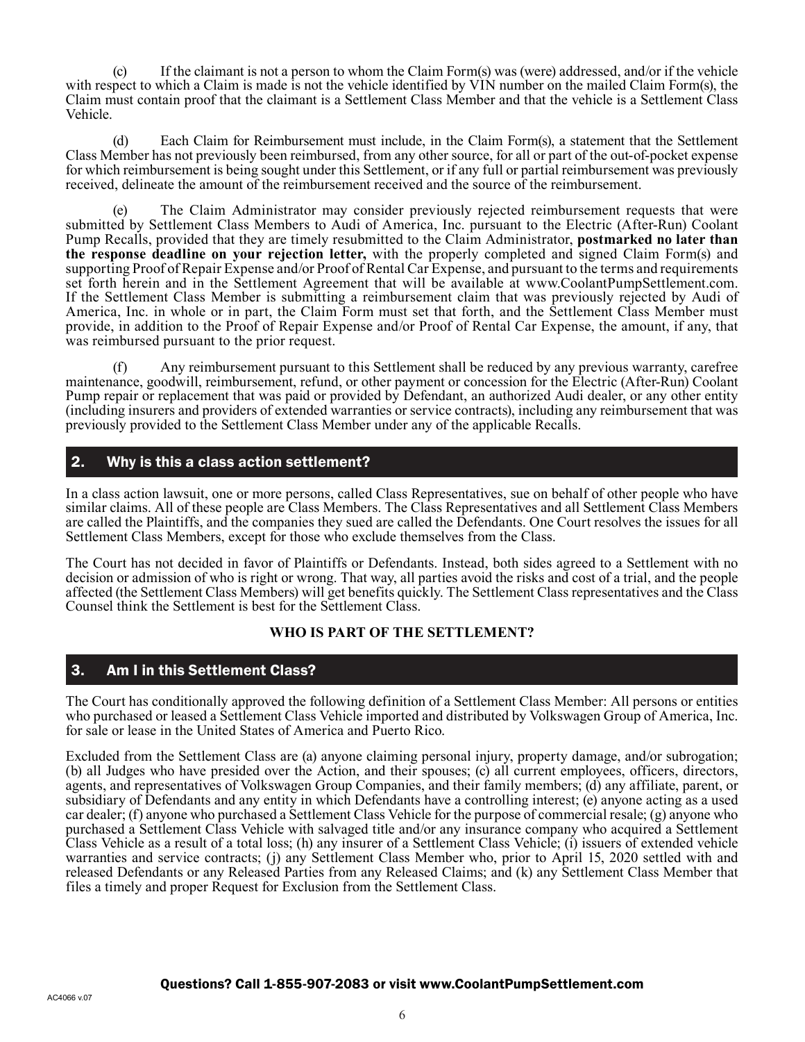(c) If the claimant is not a person to whom the Claim Form(s) was (were) addressed, and/or if the vehicle with respect to which a Claim is made is not the vehicle identified by VIN number on the mailed Claim Form(s), the Claim must contain proof that the claimant is a Settlement Class Member and that the vehicle is a Settlement Class Vehicle.

(d) Each Claim for Reimbursement must include, in the Claim Form(s), a statement that the Settlement Class Member has not previously been reimbursed, from any other source, for all or part of the out-of-pocket expense for which reimbursement is being sought under this Settlement, or if any full or partial reimbursement was previously received, delineate the amount of the reimbursement received and the source of the reimbursement.

(e) The Claim Administrator may consider previously rejected reimbursement requests that were submitted by Settlement Class Members to Audi of America, Inc. pursuant to the Electric (After-Run) Coolant Pump Recalls, provided that they are timely resubmitted to the Claim Administrator, **postmarked no later than the response deadline on your rejection letter,** with the properly completed and signed Claim Form(s) and supporting Proof of Repair Expense and/or Proof of Rental Car Expense, and pursuant to the terms and requirements set forth herein and in the Settlement Agreement that will be available at www.CoolantPumpSettlement.com. If the Settlement Class Member is submitting a reimbursement claim that was previously rejected by Audi of America, Inc. in whole or in part, the Claim Form must set that forth, and the Settlement Class Member must provide, in addition to the Proof of Repair Expense and/or Proof of Rental Car Expense, the amount, if any, that was reimbursed pursuant to the prior request.

(f) Any reimbursement pursuant to this Settlement shall be reduced by any previous warranty, carefree maintenance, goodwill, reimbursement, refund, or other payment or concession for the Electric (After-Run) Coolant Pump repair or replacement that was paid or provided by Defendant, an authorized Audi dealer, or any other entity (including insurers and providers of extended warranties or service contracts), including any reimbursement that was previously provided to the Settlement Class Member under any of the applicable Recalls.

## 2. Why is this a class action settlement?

In a class action lawsuit, one or more persons, called Class Representatives, sue on behalf of other people who have similar claims. All of these people are Class Members. The Class Representatives and all Settlement Class Members are called the Plaintiffs, and the companies they sued are called the Defendants. One Court resolves the issues for all Settlement Class Members, except for those who exclude themselves from the Class.

The Court has not decided in favor of Plaintiffs or Defendants. Instead, both sides agreed to a Settlement with no decision or admission of who is right or wrong. That way, all parties avoid the risks and cost of a trial, and the people affected (the Settlement Class Members) will get benefits quickly. The Settlement Class representatives and the Class Counsel think the Settlement is best for the Settlement Class.

**WHO IS PART OF THE SETTLEMENT?**

## 3. Am I in this Settlement Class?

The Court has conditionally approved the following definition of a Settlement Class Member: All persons or entities who purchased or leased a Settlement Class Vehicle imported and distributed by Volkswagen Group of America, Inc. for sale or lease in the United States of America and Puerto Rico.

Excluded from the Settlement Class are (a) anyone claiming personal injury, property damage, and/or subrogation; (b) all Judges who have presided over the Action, and their spouses; (c) all current employees, officers, directors, agents, and representatives of Volkswagen Group Companies, and their family members; (d) any affiliate, parent, or subsidiary of Defendants and any entity in which Defendants have a controlling interest; (e) anyone acting as a used car dealer; (f) anyone who purchased a Settlement Class Vehicle for the purpose of commercial resale; (g) anyone who purchased a Settlement Class Vehicle with salvaged title and/or any insurance company who acquired a Settlement Class Vehicle as a result of a total loss; (h) any insurer of a Settlement Class Vehicle; (i) issuers of extended vehicle warranties and service contracts; (j) any Settlement Class Member who, prior to April 15, 2020 settled with and released Defendants or any Released Parties from any Released Claims; and (k) any Settlement Class Member that files a timely and proper Request for Exclusion from the Settlement Class.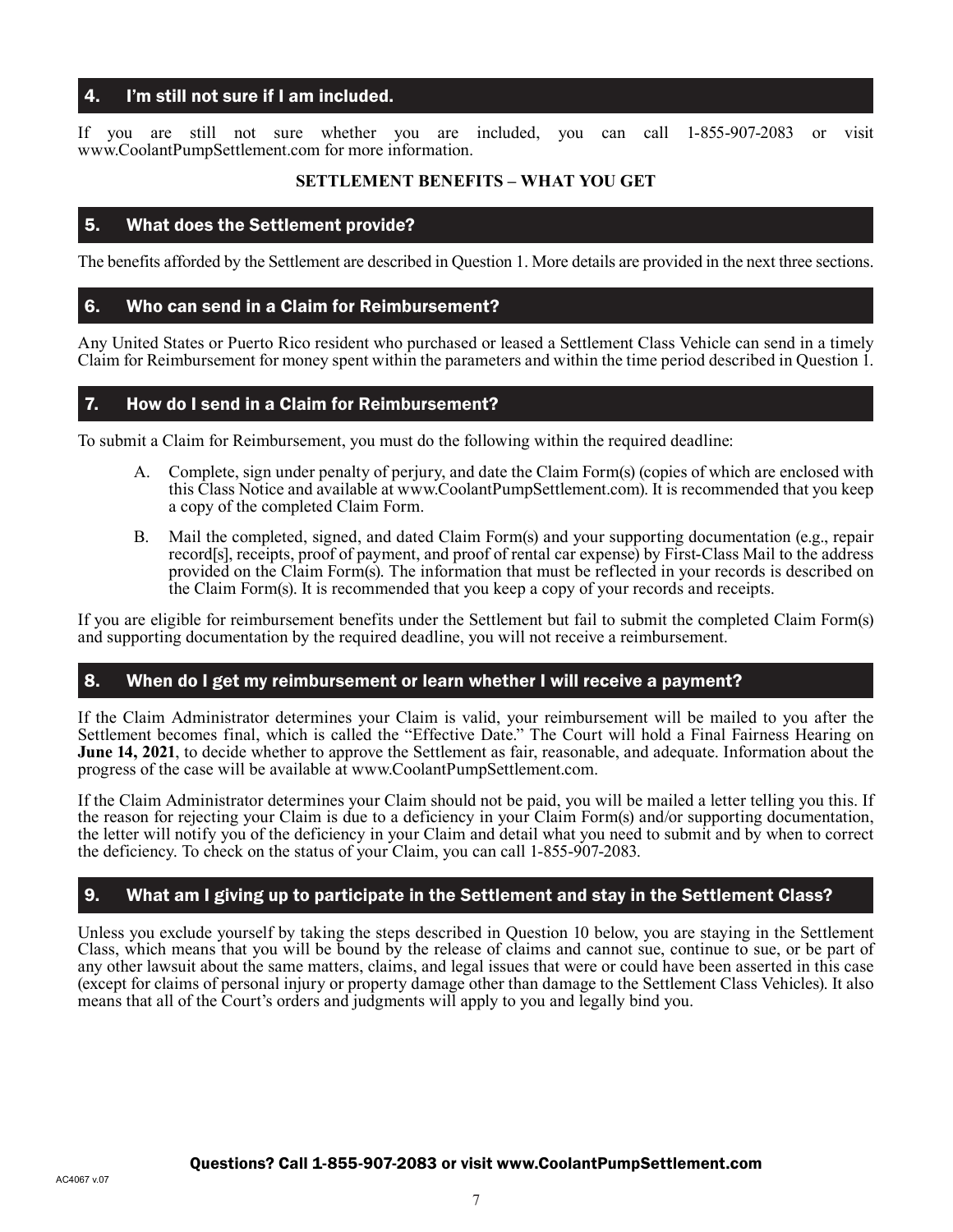## 4. I'm still not sure if I am included.

If you are still not sure whether you are included, you can call 1-855-907-2083 or visit www.CoolantPumpSettlement.com for more information.

**SETTLEMENT BENEFITS – WHAT YOU GET**

## 5. What does the Settlement provide?

The benefits afforded by the Settlement are described in Question 1. More details are provided in the next three sections.

## 6. Who can send in a Claim for Reimbursement?

Any United States or Puerto Rico resident who purchased or leased a Settlement Class Vehicle can send in a timely Claim for Reimbursement for money spent within the parameters and within the time period described in Question 1.

## 7. How do I send in a Claim for Reimbursement?

To submit a Claim for Reimbursement, you must do the following within the required deadline:

A. Complete, sign under penalty of perjury, and date the Claim Form(s) (copies of which are enclosed with this Class Notice and available at www.CoolantPumpSettlement.com). It is recommended that you keep a copy of the completed Claim Form.

B. Mail the completed, signed, and dated Claim Form(s) and your supporting documentation (e.g., repair record[s], receipts, proof of payment, and proof of rental car expense) by First-Class Mail to the address provided on the Claim Form(s). The information that must be reflected in your records is described on the Claim Form(s). It is recommended that you keep a copy of your records and receipts.

If you are eligible for reimbursement benefits under the Settlement but fail to submit the completed Claim Form(s) and supporting documentation by the required deadline, you will not receive a reimbursement.

## 8. When do I get my reimbursement or learn whether I will receive a payment?

If the Claim Administrator determines your Claim is valid, your reimbursement will be mailed to you after the Settlement becomes final, which is called the "Effective Date." The Court will hold a Final Fairness Hearing on **June 14, 2021**, to decide whether to approve the Settlement as fair, reasonable, and adequate. Information about the progress of the case will be available at www.CoolantPumpSettlement.com.

If the Claim Administrator determines your Claim should not be paid, you will be mailed a letter telling you this. If the reason for rejecting your Claim is due to a deficiency in your Claim Form(s) and/or supporting documentation, the letter will notify you of the deficiency in your Claim and detail what you need to submit and by when to correct the deficiency. To check on the status of your Claim, you can call 1-855-907-2083.

## 9. What am I giving up to participate in the Settlement and stay in the Settlement Class?

Unless you exclude yourself by taking the steps described in Question 10 below, you are staying in the Settlement Class, which means that you will be bound by the release of claims and cannot sue, continue to sue, or be part of any other lawsuit about the same matters, claims, and legal issues that were or could have been asserted in this case (except for claims of personal injury or property damage other than damage to the Settlement Class Vehicles). It also means that all of the Court's orders and judgments will apply to you and legally bind you.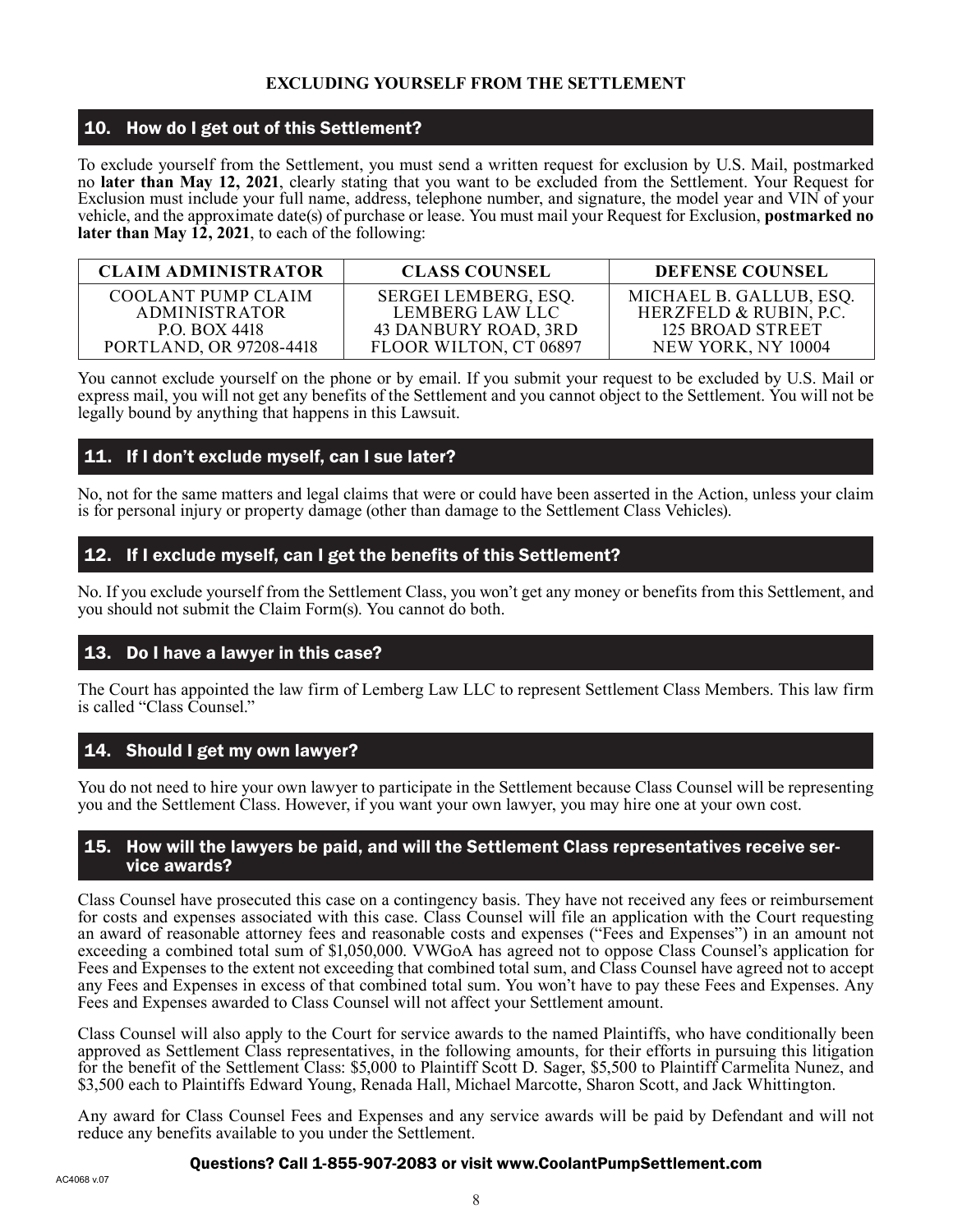## EXCLUDING YOURSELF FROM THE SETTLEMENT

### 10. How do I get out of this Settlement?

To exclude yourself from the Settlement, you must send a written request for exclusion by U.S. Mail, postmarked no **later than May 12, 2021**, clearly stating that you want to be excluded from the Settlement. Your Request for Exclusion must include your full name, address, telephone number, and signature, the model year and VIN of your vehicle, and the approximate date(s) of purchase or lease. You must mail your Request for Exclusion, **postmarked no later than May 12, 2021**, to each of the following:

| CLAIM ADMINISTRATOR | CLASS COUNSEL | DEFENSE COUNSEL |
|---|---|---|
| COOLANT PUMP CLAIM ADMINISTRATOR P.O. BOX 4418 PORTLAND, OR 97208-4418 | SERGEI LEMBERG, ESQ. LEMBERG LAW LLC 43 DANBURY ROAD, 3RD FLOOR WILTON, CT 06897 | MICHAEL B. GALLUB, ESQ. HERZFELD & RUBIN, P.C. 125 BROAD STREET NEW YORK, NY 10004 |

You cannot exclude yourself on the phone or by email. If you submit your request to be excluded by U.S. Mail or express mail, you will not get any benefits of the Settlement and you cannot object to the Settlement. You will not be legally bound by anything that happens in this Lawsuit.

### 11. If I don't exclude myself, can I sue later?

No, not for the same matters and legal claims that were or could have been asserted in the Action, unless your claim is for personal injury or property damage (other than damage to the Settlement Class Vehicles).

### 12. If I exclude myself, can I get the benefits of this Settlement?

No. If you exclude yourself from the Settlement Class, you won't get any money or benefits from this Settlement, and you should not submit the Claim Form(s). You cannot do both.

### 13. Do I have a lawyer in this case?

The Court has appointed the law firm of Lemberg Law LLC to represent Settlement Class Members. This law firm is called "Class Counsel."

### 14. Should I get my own lawyer?

You do not need to hire your own lawyer to participate in the Settlement because Class Counsel will be representing you and the Settlement Class. However, if you want your own lawyer, you may hire one at your own cost.

### 15. How will the lawyers be paid, and will the Settlement Class representatives receive service awards?

Class Counsel have prosecuted this case on a contingency basis. They have not received any fees or reimbursement for costs and expenses associated with this case. Class Counsel will file an application with the Court requesting an award of reasonable attorney fees and reasonable costs and expenses ("Fees and Expenses") in an amount not exceeding a combined total sum of $1,050,000. VWGoA has agreed not to oppose Class Counsel's application for Fees and Expenses to the extent not exceeding that combined total sum, and Class Counsel have agreed not to accept any Fees and Expenses in excess of that combined total sum. You won't have to pay these Fees and Expenses. Any Fees and Expenses awarded to Class Counsel will not affect your Settlement amount.

Class Counsel will also apply to the Court for service awards to the named Plaintiffs, who have conditionally been approved as Settlement Class representatives, in the following amounts, for their efforts in pursuing this litigation for the benefit of the Settlement Class: $5,000 to Plaintiff Scott D. Sager, $5,500 to Plaintiff Carmelita Nunez, and $3,500 each to Plaintiffs Edward Young, Renada Hall, Michael Marcotte, Sharon Scott, and Jack Whittington.

Any award for Class Counsel Fees and Expenses and any service awards will be paid by Defendant and will not reduce any benefits available to you under the Settlement.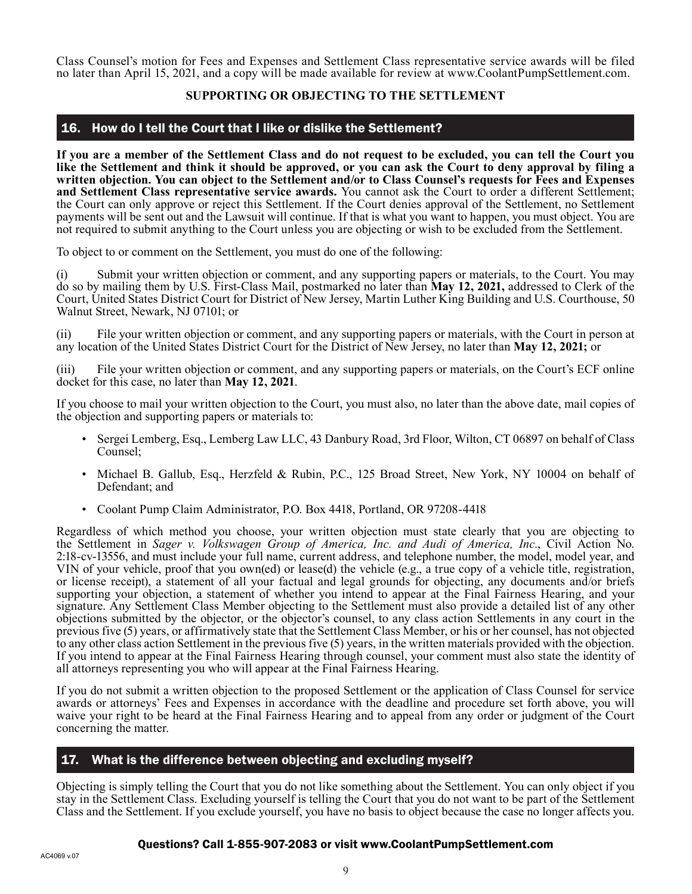Class Counsel's motion for Fees and Expenses and Settlement Class representative service awards will be filed no later than April 15, 2021, and a copy will be made available for review at www.CoolantPumpSettlement.com.

**SUPPORTING OR OBJECTING TO THE SETTLEMENT**

## 16. How do I tell the Court that I like or dislike the Settlement?

**If you are a member of the Settlement Class and do not request to be excluded, you can tell the Court you like the Settlement and think it should be approved, or you can ask the Court to deny approval by filing a written objection. You can object to the Settlement and/or to Class Counsel's requests for Fees and Expenses and Settlement Class representative service awards.** You cannot ask the Court to order a different Settlement; the Court can only approve or reject this Settlement. If the Court denies approval of the Settlement, no Settlement payments will be sent out and the Lawsuit will continue. If that is what you want to happen, you must object. You are not required to submit anything to the Court unless you are objecting or wish to be excluded from the Settlement.

To object to or comment on the Settlement, you must do one of the following:

(i) Submit your written objection or comment, and any supporting papers or materials, to the Court. You may do so by mailing them by U.S. First-Class Mail, postmarked no later than **May 12, 2021,** addressed to Clerk of the Court, United States District Court for District of New Jersey, Martin Luther King Building and U.S. Courthouse, 50 Walnut Street, Newark, NJ 07101; or

(ii) File your written objection or comment, and any supporting papers or materials, with the Court in person at any location of the United States District Court for the District of New Jersey, no later than **May 12, 2021;** or

(iii) File your written objection or comment, and any supporting papers or materials, on the Court's ECF online docket for this case, no later than **May 12, 2021**.

If you choose to mail your written objection to the Court, you must also, no later than the above date, mail copies of the objection and supporting papers or materials to:

- Sergei Lemberg, Esq., Lemberg Law LLC, 43 Danbury Road, 3rd Floor, Wilton, CT 06897 on behalf of Class Counsel;
- Michael B. Gallub, Esq., Herzfeld & Rubin, P.C., 125 Broad Street, New York, NY 10004 on behalf of Defendant; and
- Coolant Pump Claim Administrator, P.O. Box 4418, Portland, OR 97208-4418

Regardless of which method you choose, your written objection must state clearly that you are objecting to the Settlement in *Sager v. Volkswagen Group of America, Inc. and Audi of America, Inc*., Civil Action No. 2:18-cv-13556, and must include your full name, current address, and telephone number, the model, model year, and VIN of your vehicle, proof that you own(ed) or lease(d) the vehicle (e.g., a true copy of a vehicle title, registration, or license receipt), a statement of all your factual and legal grounds for objecting, any documents and/or briefs supporting your objection, a statement of whether you intend to appear at the Final Fairness Hearing, and your signature. Any Settlement Class Member objecting to the Settlement must also provide a detailed list of any other objections submitted by the objector, or the objector's counsel, to any class action Settlements in any court in the previous five (5) years, or affirmatively state that the Settlement Class Member, or his or her counsel, has not objected to any other class action Settlement in the previous five (5) years, in the written materials provided with the objection. If you intend to appear at the Final Fairness Hearing through counsel, your comment must also state the identity of all attorneys representing you who will appear at the Final Fairness Hearing.

If you do not submit a written objection to the proposed Settlement or the application of Class Counsel for service awards or attorneys' Fees and Expenses in accordance with the deadline and procedure set forth above, you will waive your right to be heard at the Final Fairness Hearing and to appeal from any order or judgment of the Court concerning the matter.

## 17. What is the difference between objecting and excluding myself?

Objecting is simply telling the Court that you do not like something about the Settlement. You can only object if you stay in the Settlement Class. Excluding yourself is telling the Court that you do not want to be part of the Settlement Class and the Settlement. If you exclude yourself, you have no basis to object because the case no longer affects you.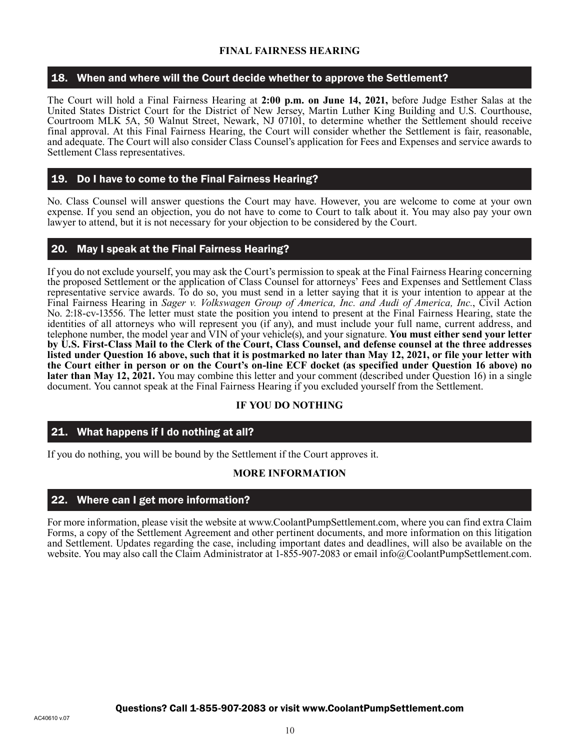## FINAL FAIRNESS HEARING

### 18. When and where will the Court decide whether to approve the Settlement?

The Court will hold a Final Fairness Hearing at **2:00 p.m. on June 14, 2021,** before Judge Esther Salas at the United States District Court for the District of New Jersey, Martin Luther King Building and U.S. Courthouse, Courtroom MLK 5A, 50 Walnut Street, Newark, NJ 07101, to determine whether the Settlement should receive final approval. At this Final Fairness Hearing, the Court will consider whether the Settlement is fair, reasonable, and adequate. The Court will also consider Class Counsel's application for Fees and Expenses and service awards to Settlement Class representatives.

### 19. Do I have to come to the Final Fairness Hearing?

No. Class Counsel will answer questions the Court may have. However, you are welcome to come at your own expense. If you send an objection, you do not have to come to Court to talk about it. You may also pay your own lawyer to attend, but it is not necessary for your objection to be considered by the Court.

### 20. May I speak at the Final Fairness Hearing?

If you do not exclude yourself, you may ask the Court's permission to speak at the Final Fairness Hearing concerning the proposed Settlement or the application of Class Counsel for attorneys' Fees and Expenses and Settlement Class representative service awards. To do so, you must send in a letter saying that it is your intention to appear at the Final Fairness Hearing in *Sager v. Volkswagen Group of America, Inc. and Audi of America, Inc.*, Civil Action No. 2:18-cv-13556. The letter must state the position you intend to present at the Final Fairness Hearing, state the identities of all attorneys who will represent you (if any), and must include your full name, current address, and telephone number, the model year and VIN of your vehicle(s), and your signature. **You must either send your letter by U.S. First-Class Mail to the Clerk of the Court, Class Counsel, and defense counsel at the three addresses listed under Question 16 above, such that it is postmarked no later than May 12, 2021, or file your letter with the Court either in person or on the Court's on-line ECF docket (as specified under Question 16 above) no later than May 12, 2021.** You may combine this letter and your comment (described under Question 16) in a single document. You cannot speak at the Final Fairness Hearing if you excluded yourself from the Settlement.

## IF YOU DO NOTHING

### 21. What happens if I do nothing at all?

If you do nothing, you will be bound by the Settlement if the Court approves it.

## MORE INFORMATION

### 22. Where can I get more information?

For more information, please visit the website at www.CoolantPumpSettlement.com, where you can find extra Claim Forms, a copy of the Settlement Agreement and other pertinent documents, and more information on this litigation and Settlement. Updates regarding the case, including important dates and deadlines, will also be available on the website. You may also call the Claim Administrator at 1-855-907-2083 or email info@CoolantPumpSettlement.com.